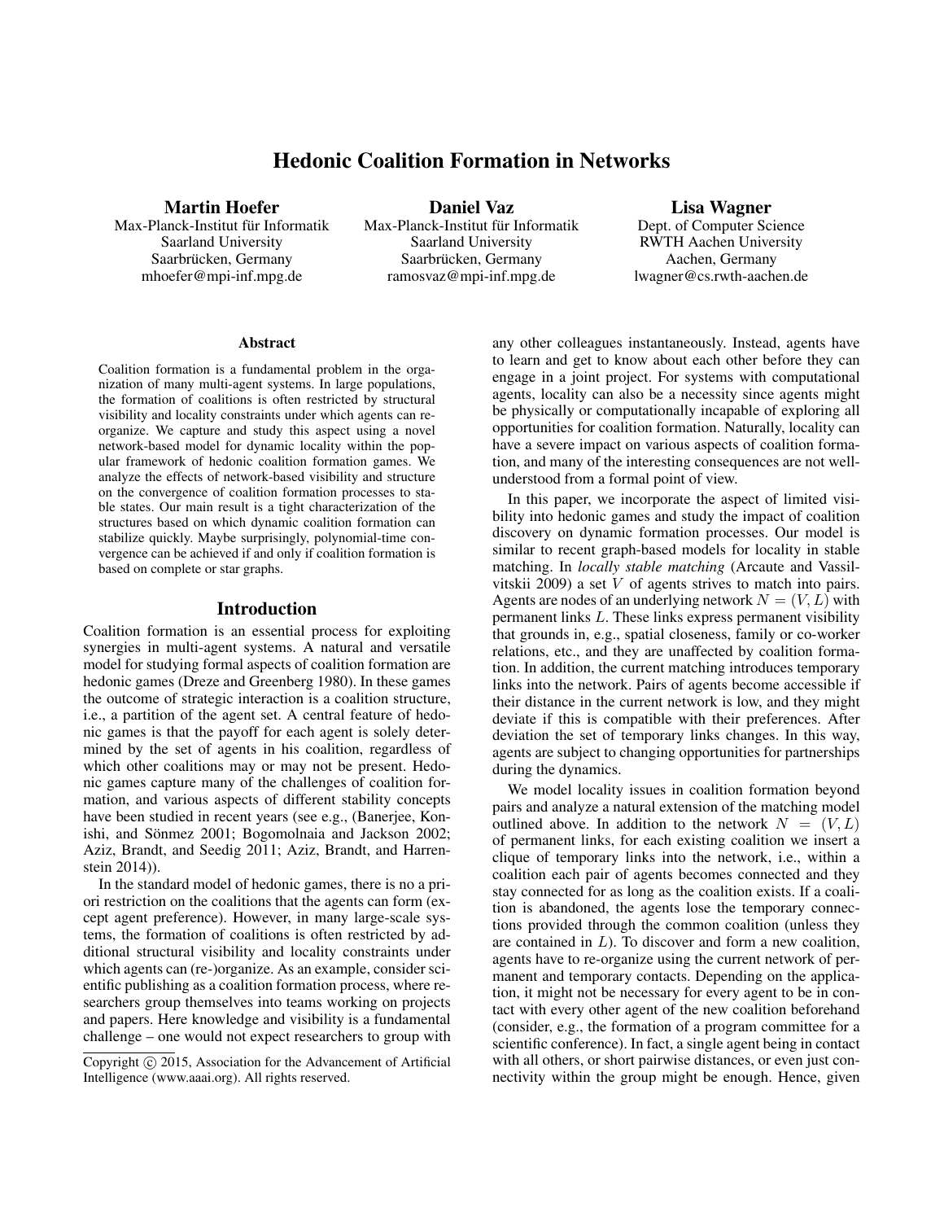# Hedonic Coalition Formation in Networks

**Martin Hoefer**
Max-Planck-Institut für Informatik
Saarland University
Saarbrücken, Germany
mhoefer@mpi-inf.mpg.de

**Daniel Vaz**
Max-Planck-Institut für Informatik
Saarland University
Saarbrücken, Germany
ramosvaz@mpi-inf.mpg.de

**Lisa Wagner**
Dept. of Computer Science
RWTH Aachen University
Aachen, Germany
lwagner@cs.rwth-aachen.de

### Abstract

Coalition formation is a fundamental problem in the organization of many multi-agent systems. In large populations, the formation of coalitions is often restricted by structural visibility and locality constraints under which agents can reorganize. We capture and study this aspect using a novel network-based model for dynamic locality within the popular framework of hedonic coalition formation games. We analyze the effects of network-based visibility and structure on the convergence of coalition formation processes to stable states. Our main result is a tight characterization of the structures based on which dynamic coalition formation can stabilize quickly. Maybe surprisingly, polynomial-time convergence can be achieved if and only if coalition formation is based on complete or star graphs.

## Introduction

Coalition formation is an essential process for exploiting synergies in multi-agent systems. A natural and versatile model for studying formal aspects of coalition formation are hedonic games (Dreze and Greenberg 1980). In these games the outcome of strategic interaction is a coalition structure, i.e., a partition of the agent set. A central feature of hedonic games is that the payoff for each agent is solely determined by the set of agents in his coalition, regardless of which other coalitions may or may not be present. Hedonic games capture many of the challenges of coalition formation, and various aspects of different stability concepts have been studied in recent years (see e.g., (Banerjee, Konishi, and Sönmez 2001; Bogomolnaia and Jackson 2002; Aziz, Brandt, and Seedig 2011; Aziz, Brandt, and Harrenstein 2014)).

In the standard model of hedonic games, there is no a priori restriction on the coalitions that the agents can form (except agent preference). However, in many large-scale systems, the formation of coalitions is often restricted by additional structural visibility and locality constraints under which agents can (re-)organize. As an example, consider scientific publishing as a coalition formation process, where researchers group themselves into teams working on projects and papers. Here knowledge and visibility is a fundamental challenge – one would not expect researchers to group with any other colleagues instantaneously. Instead, agents have to learn and get to know about each other before they can engage in a joint project. For systems with computational agents, locality can also be a necessity since agents might be physically or computationally incapable of exploring all opportunities for coalition formation. Naturally, locality can have a severe impact on various aspects of coalition formation, and many of the interesting consequences are not well-understood from a formal point of view.

In this paper, we incorporate the aspect of limited visibility into hedonic games and study the impact of coalition discovery on dynamic formation processes. Our model is similar to recent graph-based models for locality in stable matching. In *locally stable matching* (Arcaute and Vassilvitskii 2009) a set $V$ of agents strives to match into pairs. Agents are nodes of an underlying network $N = (V, L)$ with permanent links $L$. These links express permanent visibility that grounds in, e.g., spatial closeness, family or co-worker relations, etc., and they are unaffected by coalition formation. In addition, the current matching introduces temporary links into the network. Pairs of agents become accessible if their distance in the current network is low, and they might deviate if this is compatible with their preferences. After deviation the set of temporary links changes. In this way, agents are subject to changing opportunities for partnerships during the dynamics.

We model locality issues in coalition formation beyond pairs and analyze a natural extension of the matching model outlined above. In addition to the network $N = (V, L)$ of permanent links, for each existing coalition we insert a clique of temporary links into the network, i.e., within a coalition each pair of agents becomes connected and they stay connected for as long as the coalition exists. If a coalition is abandoned, the agents lose the temporary connections provided through the common coalition (unless they are contained in $L$). To discover and form a new coalition, agents have to re-organize using the current network of permanent and temporary contacts. Depending on the application, it might not be necessary for every agent to be in contact with every other agent of the new coalition beforehand (consider, e.g., the formation of a program committee for a scientific conference). In fact, a single agent being in contact with all others, or short pairwise distances, or even just connectivity within the group might be enough. Hence, given

Copyright © 2015, Association for the Advancement of Artificial Intelligence (www.aaai.org). All rights reserved.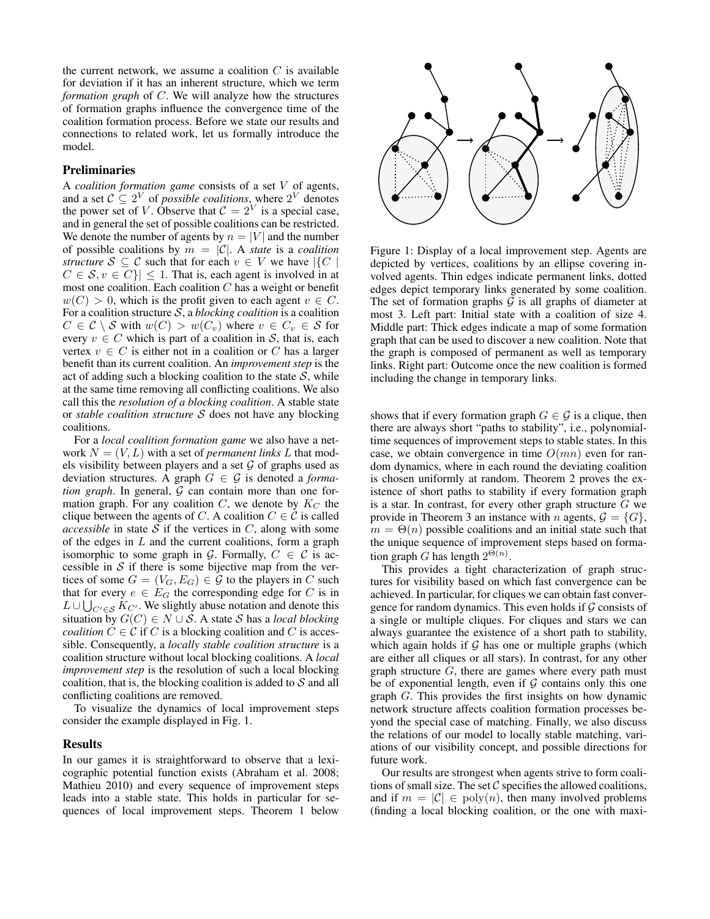the current network, we assume a coalition $C$ is available for deviation if it has an inherent structure, which we term *formation graph* of $C$. We will analyze how the structures of formation graphs influence the convergence time of the coalition formation process. Before we state our results and connections to related work, let us formally introduce the model.

## Preliminaries

A *coalition formation game* consists of a set $V$ of agents, and a set $\mathcal{C} \subseteq 2^V$ of *possible coalitions*, where $2^V$ denotes the power set of $V$. Observe that $\mathcal{C} = 2^V$ is a special case, and in general the set of possible coalitions can be restricted. We denote the number of agents by $n = |V|$ and the number of possible coalitions by $m = |\mathcal{C}|$. A *state* is a *coalition structure* $\mathcal{S} \subseteq \mathcal{C}$ such that for each $v \in V$ we have $|\{C \mid C \in \mathcal{S}, v \in C\}| \leq 1$. That is, each agent is involved in at most one coalition. Each coalition $C$ has a weight or benefit $w(C) > 0$, which is the profit given to each agent $v \in C$. For a coalition structure $\mathcal{S}$, a *blocking coalition* is a coalition $C \in \mathcal{C} \setminus \mathcal{S}$ with $w(C) > w(C_v)$ where $v \in C_v \in \mathcal{S}$ for every $v \in C$ which is part of a coalition in $\mathcal{S}$, that is, each vertex $v \in C$ is either not in a coalition or $C$ has a larger benefit than its current coalition. An *improvement step* is the act of adding such a blocking coalition to the state $\mathcal{S}$, while at the same time removing all conflicting coalitions. We also call this the *resolution of a blocking coalition*. A stable state or *stable coalition structure* $\mathcal{S}$ does not have any blocking coalitions.

For a *local coalition formation game* we also have a network $N = (V, L)$ with a set of *permanent links* $L$ that models visibility between players and a set $\mathcal{G}$ of graphs used as deviation structures. A graph $G \in \mathcal{G}$ is denoted a *formation graph*. In general, $\mathcal{G}$ can contain more than one formation graph. For any coalition $C$, we denote by $K_C$ the clique between the agents of $C$. A coalition $C \in \mathcal{C}$ is called *accessible* in state $\mathcal{S}$ if the vertices in $C$, along with some of the edges in $L$ and the current coalitions, form a graph isomorphic to some graph in $\mathcal{G}$. Formally, $C \in \mathcal{C}$ is accessible in $\mathcal{S}$ if there is some bijective map from the vertices of some $G = (V_G, E_G) \in \mathcal{G}$ to the players in $C$ such that for every $e \in E_G$ the corresponding edge for $C$ is in $L \cup \bigcup_{C' \in \mathcal{S}} K_{C'}$. We slightly abuse notation and denote this situation by $G(C) \in N \cup \mathcal{S}$. A state $\mathcal{S}$ has a *local blocking coalition* $C \in \mathcal{C}$ if $C$ is a blocking coalition and $C$ is accessible. Consequently, a *locally stable coalition structure* is a coalition structure without local blocking coalitions. A *local improvement step* is the resolution of such a local blocking coalition, that is, the blocking coalition is added to $\mathcal{S}$ and all conflicting coalitions are removed.

To visualize the dynamics of local improvement steps consider the example displayed in Fig. 1.

Figure 1: Display of a local improvement step. Agents are depicted by vertices, coalitions by an ellipse covering involved agents. Thin edges indicate permanent links, dotted edges depict temporary links generated by some coalition. The set of formation graphs $\mathcal{G}$ is all graphs of diameter at most 3. Left part: Initial state with a coalition of size 4. Middle part: Thick edges indicate a map of some formation graph that can be used to discover a new coalition. Note that the graph is composed of permanent as well as temporary links. Right part: Outcome once the new coalition is formed including the change in temporary links.

## Results

In our games it is straightforward to observe that a lexicographic potential function exists (Abraham et al. 2008; Mathieu 2010) and every sequence of improvement steps leads into a stable state. This holds in particular for sequences of local improvement steps. Theorem 1 below shows that if every formation graph $G \in \mathcal{G}$ is a clique, then there are always short "paths to stability", i.e., polynomial-time sequences of improvement steps to stable states. In this case, we obtain convergence in time $O(mn)$ even for random dynamics, where in each round the deviating coalition is chosen uniformly at random. Theorem 2 proves the existence of short paths to stability if every formation graph is a star. In contrast, for every other graph structure $G$ we provide in Theorem 3 an instance with $n$ agents, $\mathcal{G} = \{G\}$, $m = \Theta(n)$ possible coalitions and an initial state such that the unique sequence of improvement steps based on formation graph $G$ has length $2^{\Theta(n)}$.

This provides a tight characterization of graph structures for visibility based on which fast convergence can be achieved. In particular, for cliques we can obtain fast convergence for random dynamics. This even holds if $\mathcal{G}$ consists of a single or multiple cliques. For cliques and stars we can always guarantee the existence of a short path to stability, which again holds if $\mathcal{G}$ has one or multiple graphs (which are either all cliques or all stars). In contrast, for any other graph structure $G$, there are games where every path must be of exponential length, even if $\mathcal{G}$ contains only this one graph $G$. This provides the first insights on how dynamic network structure affects coalition formation processes beyond the special case of matching. Finally, we also discuss the relations of our model to locally stable matching, variations of our visibility concept, and possible directions for future work.

Our results are strongest when agents strive to form coalitions of small size. The set $\mathcal{C}$ specifies the allowed coalitions, and if $m = |\mathcal{C}| \in \text{poly}(n)$, then many involved problems (finding a local blocking coalition, or the one with maxi-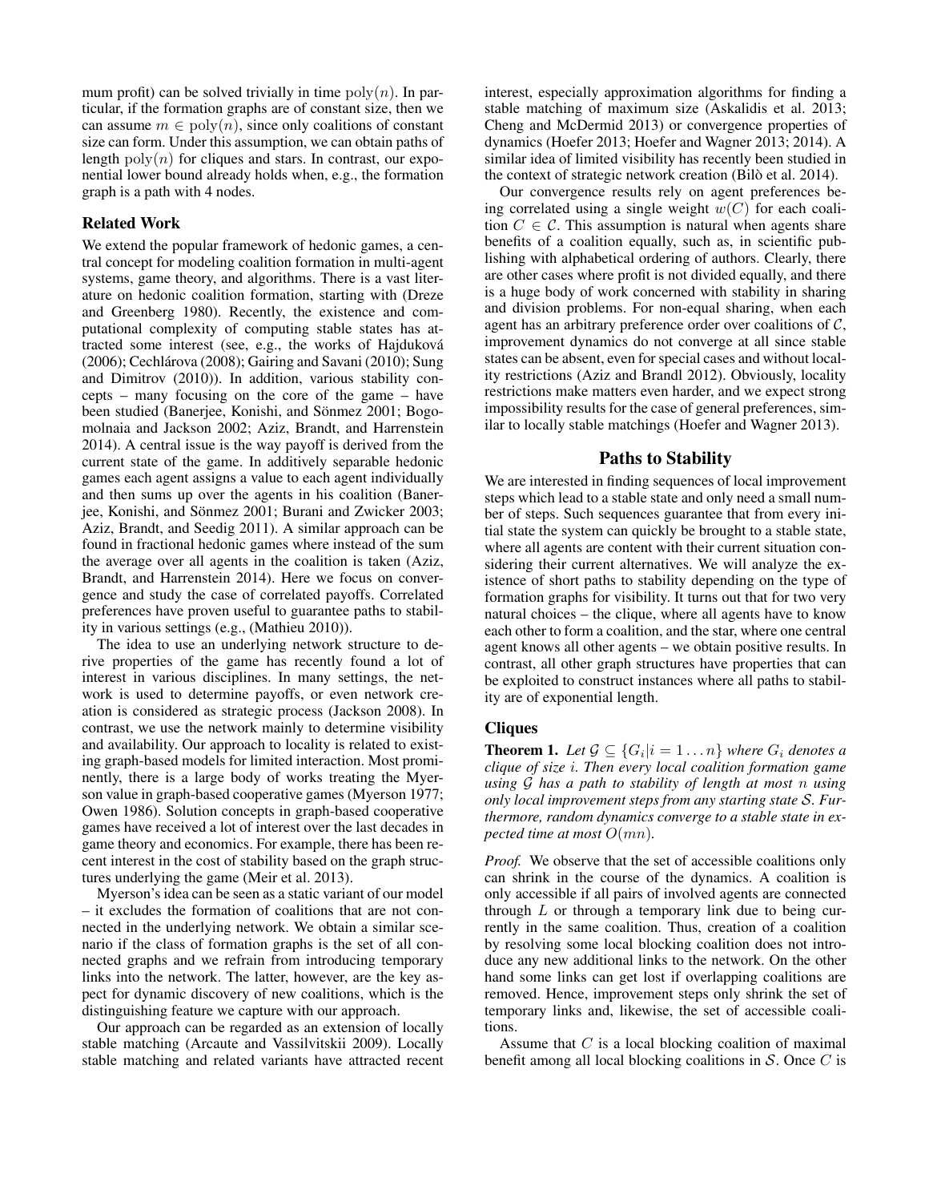mum profit) can be solved trivially in time $\text{poly}(n)$. In particular, if the formation graphs are of constant size, then we can assume $m \in \text{poly}(n)$, since only coalitions of constant size can form. Under this assumption, we can obtain paths of length $\text{poly}(n)$ for cliques and stars. In contrast, our exponential lower bound already holds when, e.g., the formation graph is a path with 4 nodes.

## Related Work

We extend the popular framework of hedonic games, a central concept for modeling coalition formation in multi-agent systems, game theory, and algorithms. There is a vast literature on hedonic coalition formation, starting with (Dreze and Greenberg 1980). Recently, the existence and computational complexity of computing stable states has attracted some interest (see, e.g., the works of Hajduková (2006); Cechlárova (2008); Gairing and Savani (2010); Sung and Dimitrov (2010)). In addition, various stability concepts – many focusing on the core of the game – have been studied (Banerjee, Konishi, and Sönmez 2001; Bogomolnaia and Jackson 2002; Aziz, Brandt, and Harrenstein 2014). A central issue is the way payoff is derived from the current state of the game. In additively separable hedonic games each agent assigns a value to each agent individually and then sums up over the agents in his coalition (Banerjee, Konishi, and Sönmez 2001; Burani and Zwicker 2003; Aziz, Brandt, and Seedig 2011). A similar approach can be found in fractional hedonic games where instead of the sum the average over all agents in the coalition is taken (Aziz, Brandt, and Harrenstein 2014). Here we focus on convergence and study the case of correlated payoffs. Correlated preferences have proven useful to guarantee paths to stability in various settings (e.g., (Mathieu 2010)).

The idea to use an underlying network structure to derive properties of the game has recently found a lot of interest in various disciplines. In many settings, the network is used to determine payoffs, or even network creation is considered as strategic process (Jackson 2008). In contrast, we use the network mainly to determine visibility and availability. Our approach to locality is related to existing graph-based models for limited interaction. Most prominently, there is a large body of works treating the Myerson value in graph-based cooperative games (Myerson 1977; Owen 1986). Solution concepts in graph-based cooperative games have received a lot of interest over the last decades in game theory and economics. For example, there has been recent interest in the cost of stability based on the graph structures underlying the game (Meir et al. 2013).

Myerson's idea can be seen as a static variant of our model – it excludes the formation of coalitions that are not connected in the underlying network. We obtain a similar scenario if the class of formation graphs is the set of all connected graphs and we refrain from introducing temporary links into the network. The latter, however, are the key aspect for dynamic discovery of new coalitions, which is the distinguishing feature we capture with our approach.

Our approach can be regarded as an extension of locally stable matching (Arcaute and Vassilvitskii 2009). Locally stable matching and related variants have attracted recent interest, especially approximation algorithms for finding a stable matching of maximum size (Askalidis et al. 2013; Cheng and McDermid 2013) or convergence properties of dynamics (Hoefer 2013; Hoefer and Wagner 2013; 2014). A similar idea of limited visibility has recently been studied in the context of strategic network creation (Bilò et al. 2014).

Our convergence results rely on agent preferences being correlated using a single weight $w(C)$ for each coalition $C \in \mathcal{C}$. This assumption is natural when agents share benefits of a coalition equally, such as, in scientific publishing with alphabetical ordering of authors. Clearly, there are other cases where profit is not divided equally, and there is a huge body of work concerned with stability in sharing and division problems. For non-equal sharing, when each agent has an arbitrary preference order over coalitions of $\mathcal{C}$, improvement dynamics do not converge at all since stable states can be absent, even for special cases and without locality restrictions (Aziz and Brandl 2012). Obviously, locality restrictions make matters even harder, and we expect strong impossibility results for the case of general preferences, similar to locally stable matchings (Hoefer and Wagner 2013).

# Paths to Stability

We are interested in finding sequences of local improvement steps which lead to a stable state and only need a small number of steps. Such sequences guarantee that from every initial state the system can quickly be brought to a stable state, where all agents are content with their current situation considering their current alternatives. We will analyze the existence of short paths to stability depending on the type of formation graphs for visibility. It turns out that for two very natural choices – the clique, where all agents have to know each other to form a coalition, and the star, where one central agent knows all other agents – we obtain positive results. In contrast, all other graph structures have properties that can be exploited to construct instances where all paths to stability are of exponential length.

## Cliques

**Theorem 1.** *Let $\mathcal{G} \subseteq \{G_i | i = 1 \ldots n\}$ where $G_i$ denotes a clique of size $i$. Then every local coalition formation game using $\mathcal{G}$ has a path to stability of length at most $n$ using only local improvement steps from any starting state $\mathcal{S}$. Furthermore, random dynamics converge to a stable state in expected time at most $O(mn)$.*

*Proof.* We observe that the set of accessible coalitions only can shrink in the course of the dynamics. A coalition is only accessible if all pairs of involved agents are connected through $L$ or through a temporary link due to being currently in the same coalition. Thus, creation of a coalition by resolving some local blocking coalition does not introduce any new additional links to the network. On the other hand some links can get lost if overlapping coalitions are removed. Hence, improvement steps only shrink the set of temporary links and, likewise, the set of accessible coalitions.

Assume that $C$ is a local blocking coalition of maximal benefit among all local blocking coalitions in $\mathcal{S}$. Once $C$ is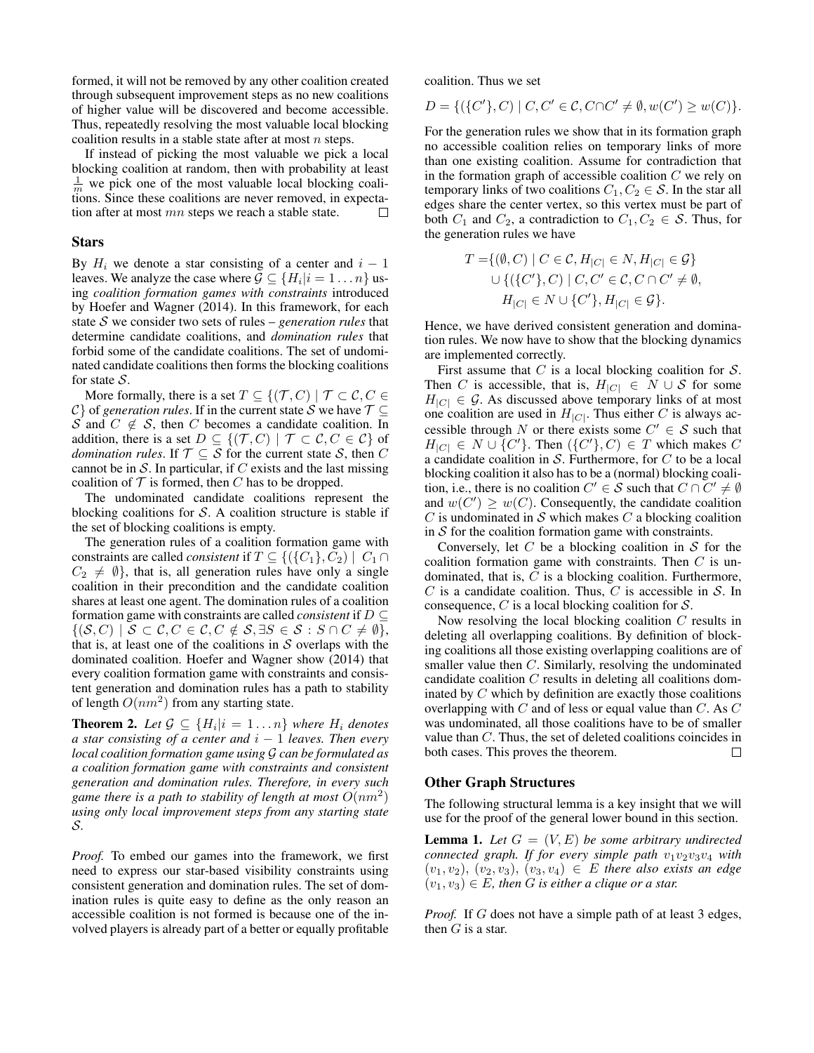formed, it will not be removed by any other coalition created through subsequent improvement steps as no new coalitions of higher value will be discovered and become accessible. Thus, repeatedly resolving the most valuable local blocking coalition results in a stable state after at most $n$ steps.

If instead of picking the most valuable we pick a local blocking coalition at random, then with probability at least $\frac{1}{m}$ we pick one of the most valuable local blocking coalitions. Since these coalitions are never removed, in expectation after at most $mn$ steps we reach a stable state. $\square$

## Stars

By $H_i$ we denote a star consisting of a center and $i-1$ leaves. We analyze the case where $\mathcal{G} \subseteq \{H_i | i = 1 \dots n\}$ using *coalition formation games with constraints* introduced by Hoefer and Wagner (2014). In this framework, for each state $\mathcal{S}$ we consider two sets of rules – *generation rules* that determine candidate coalitions, and *domination rules* that forbid some of the candidate coalitions. The set of undominated candidate coalitions then forms the blocking coalitions for state $\mathcal{S}$.

More formally, there is a set $T \subseteq \{(\mathcal{T}, C) \mid \mathcal{T} \subset \mathcal{C}, C \in \mathcal{C}\}$ of *generation rules*. If in the current state $\mathcal{S}$ we have $\mathcal{T} \subseteq \mathcal{S}$ and $C \notin \mathcal{S}$, then $C$ becomes a candidate coalition. In addition, there is a set $D \subseteq \{(\mathcal{T}, C) \mid \mathcal{T} \subset \mathcal{C}, C \in \mathcal{C}\}$ of *domination rules*. If $\mathcal{T} \subseteq \mathcal{S}$ for the current state $\mathcal{S}$, then $C$ cannot be in $\mathcal{S}$. In particular, if $C$ exists and the last missing coalition of $\mathcal{T}$ is formed, then $C$ has to be dropped.

The undominated candidate coalitions represent the blocking coalitions for $\mathcal{S}$. A coalition structure is stable if the set of blocking coalitions is empty.

The generation rules of a coalition formation game with constraints are called *consistent* if $T \subseteq \{(\{C_1\}, C_2) \mid C_1 \cap C_2 \neq \emptyset\}$, that is, all generation rules have only a single coalition in their precondition and the candidate coalition shares at least one agent. The domination rules of a coalition formation game with constraints are called *consistent* if $D \subseteq \{(\mathcal{S}, C) \mid \mathcal{S} \subset \mathcal{C}, C \in \mathcal{C}, C \notin \mathcal{S}, \exists S \in \mathcal{S} : S \cap C \neq \emptyset\}$, that is, at least one of the coalitions in $\mathcal{S}$ overlaps with the dominated coalition. Hoefer and Wagner show (2014) that every coalition formation game with constraints and consistent generation and domination rules has a path to stability of length $O(nm^2)$ from any starting state.

**Theorem 2.** *Let $\mathcal{G} \subseteq \{H_i | i = 1 \dots n\}$ where $H_i$ denotes a star consisting of a center and $i-1$ leaves. Then every local coalition formation game using $\mathcal{G}$ can be formulated as a coalition formation game with constraints and consistent generation and domination rules. Therefore, in every such game there is a path to stability of length at most $O(nm^2)$ using only local improvement steps from any starting state $\mathcal{S}$.*

*Proof.* To embed our games into the framework, we first need to express our star-based visibility constraints using consistent generation and domination rules. The set of domination rules is quite easy to define as the only reason an accessible coalition is not formed is because one of the involved players is already part of a better or equally profitable coalition. Thus we set

$$D = \{(\{C'\}, C) \mid C, C' \in \mathcal{C}, C \cap C' \neq \emptyset, w(C') \geq w(C)\}.$$

For the generation rules we show that in its formation graph no accessible coalition relies on temporary links of more than one existing coalition. Assume for contradiction that in the formation graph of accessible coalition $C$ we rely on temporary links of two coalitions $C_1, C_2 \in \mathcal{S}$. In the star all edges share the center vertex, so this vertex must be part of both $C_1$ and $C_2$, a contradiction to $C_1, C_2 \in \mathcal{S}$. Thus, for the generation rules we have

$$\begin{aligned} T = &\{(\emptyset, C) \mid C \in \mathcal{C}, H_{|C|} \in N, H_{|C|} \in \mathcal{G}\} \\ &\cup \{(\{C'\}, C) \mid C, C' \in \mathcal{C}, C \cap C' \neq \emptyset, \\ &\quad H_{|C|} \in N \cup \{C'\}, H_{|C|} \in \mathcal{G}\}. \end{aligned}$$

Hence, we have derived consistent generation and domination rules. We now have to show that the blocking dynamics are implemented correctly.

First assume that $C$ is a local blocking coalition for $\mathcal{S}$. Then $C$ is accessible, that is, $H_{|C|} \in N \cup \mathcal{S}$ for some $H_{|C|} \in \mathcal{G}$. As discussed above temporary links of at most one coalition are used in $H_{|C|}$. Thus either $C$ is always accessible through $N$ or there exists some $C' \in \mathcal{S}$ such that $H_{|C|} \in N \cup \{C'\}$. Then $(\{C'\}, C) \in T$ which makes $C$ a candidate coalition in $\mathcal{S}$. Furthermore, for $C$ to be a local blocking coalition it also has to be a (normal) blocking coalition, i.e., there is no coalition $C' \in \mathcal{S}$ such that $C \cap C' \neq \emptyset$ and $w(C') \geq w(C)$. Consequently, the candidate coalition $C$ is undominated in $\mathcal{S}$ which makes $C$ a blocking coalition in $\mathcal{S}$ for the coalition formation game with constraints.

Conversely, let $C$ be a blocking coalition in $\mathcal{S}$ for the coalition formation game with constraints. Then $C$ is undominated, that is, $C$ is a blocking coalition. Furthermore, $C$ is a candidate coalition. Thus, $C$ is accessible in $\mathcal{S}$. In consequence, $C$ is a local blocking coalition for $\mathcal{S}$.

Now resolving the local blocking coalition $C$ results in deleting all overlapping coalitions. By definition of blocking coalitions all those existing overlapping coalitions are of smaller value then $C$. Similarly, resolving the undominated candidate coalition $C$ results in deleting all coalitions dominated by $C$ which by definition are exactly those coalitions overlapping with $C$ and of less or equal value than $C$. As $C$ was undominated, all those coalitions have to be of smaller value than $C$. Thus, the set of deleted coalitions coincides in both cases. This proves the theorem. $\square$

## Other Graph Structures

The following structural lemma is a key insight that we will use for the proof of the general lower bound in this section.

**Lemma 1.** *Let $G = (V, E)$ be some arbitrary undirected connected graph. If for every simple path $v_1 v_2 v_3 v_4$ with $(v_1, v_2)$, $(v_2, v_3)$, $(v_3, v_4) \in E$ there also exists an edge $(v_1, v_3) \in E$, then $G$ is either a clique or a star.*

*Proof.* If $G$ does not have a simple path of at least 3 edges, then $G$ is a star.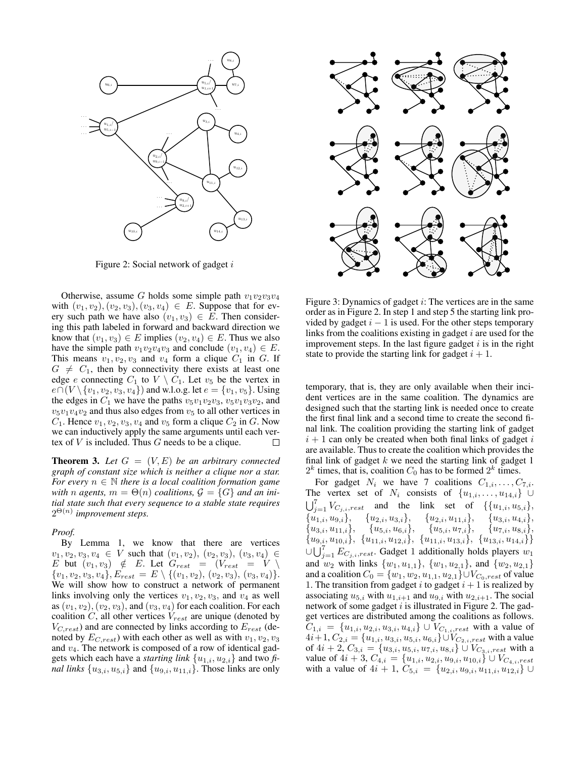Figure 2: Social network of gadget $i$

Otherwise, assume $G$ holds some simple path $v_1v_2v_3v_4$ with $(v_1, v_2), (v_2, v_3), (v_3, v_4) \in E$. Suppose that for every such path we have also $(v_1, v_3) \in E$. Then considering this path labeled in forward and backward direction we know that $(v_1, v_3) \in E$ implies $(v_2, v_4) \in E$. Thus we also have the simple path $v_1v_2v_4v_3$ and conclude $(v_1, v_4) \in E$. This means $v_1, v_2, v_3$ and $v_4$ form a clique $C_1$ in $G$. If $G \neq C_1$, then by connectivity there exists at least one edge $e$ connecting $C_1$ to $V \setminus C_1$. Let $v_5$ be the vertex in $e \cap (V \setminus \{v_1, v_2, v_3, v_4\})$ and w.l.o.g. let $e = \{v_1, v_5\}$. Using the edges in $C_1$ we have the paths $v_5v_1v_2v_3$, $v_5v_1v_3v_2$, and $v_5v_1v_4v_2$ and thus also edges from $v_5$ to all other vertices in $C_1$. Hence $v_1, v_2, v_3, v_4$ and $v_5$ form a clique $C_2$ in $G$. Now we can inductively apply the same arguments until each vertex of $V$ is included. Thus $G$ needs to be a clique. □

**Theorem 3.** *Let $G = (V, E)$ be an arbitrary connected graph of constant size which is neither a clique nor a star. For every $n \in \mathbb{N}$ there is a local coalition formation game with $n$ agents, $m = \Theta(n)$ coalitions, $\mathcal{G} = \{G\}$ and an initial state such that every sequence to a stable state requires $2^{\Theta(n)}$ improvement steps.*

*Proof.*

By Lemma 1, we know that there are vertices $v_1, v_2, v_3, v_4 \in V$ such that $(v_1, v_2)$, $(v_2, v_3)$, $(v_3, v_4) \in E$ but $(v_1, v_3) \notin E$. Let $G_{rest} = (V_{rest} = V \setminus \{v_1, v_2, v_3, v_4\}, E_{rest} = E \setminus \{(v_1, v_2), (v_2, v_3), (v_3, v_4)\}$. We will show how to construct a network of permanent links involving only the vertices $v_1, v_2, v_3$, and $v_4$ as well as $(v_1, v_2), (v_2, v_3)$, and $(v_3, v_4)$ for each coalition. For each coalition $C$, all other vertices $V_{rest}$ are unique (denoted by $V_{C,rest}$) and are connected by links according to $E_{rest}$ (denoted by $E_{C,rest}$) with each other as well as with $v_1, v_2, v_3$ and $v_4$. The network is composed of a row of identical gadgets which each have a *starting link* $\{u_{1,i}, u_{2,i}\}$ and two *final links* $\{u_{3,i}, u_{5,i}\}$ and $\{u_{9,i}, u_{11,i}\}$. Those links are only temporary, that is, they are only available when their incident vertices are in the same coalition. The dynamics are designed such that the starting link is needed once to create the first final link and a second time to create the second final link. The coalition providing the starting link of gadget $i+1$ can only be created when both final links of gadget $i$ are available. Thus to create the coalition which provides the final link of gadget $k$ we need the starting link of gadget 1 $2^k$ times, that is, coalition $C_0$ has to be formed $2^k$ times.

Figure 3: Dynamics of gadget $i$: The vertices are in the same order as in Figure 2. In step 1 and step 5 the starting link provided by gadget $i-1$ is used. For the other steps temporary links from the coalitions existing in gadget $i$ are used for the improvement steps. In the last figure gadget $i$ is in the right state to provide the starting link for gadget $i+1$.

For gadget $N_i$ we have 7 coalitions $C_{1,i}, \ldots, C_{7,i}$. The vertex set of $N_i$ consists of $\{u_{1,i}, \ldots, u_{14,i}\} \cup \bigcup_{j=1}^{7} V_{C_{j,i},rest}$ and the link set of $\{\{u_{1,i}, u_{5,i}\}$, $\{u_{1,i}, u_{9,i}\}$, $\{u_{2,i}, u_{3,i}\}$, $\{u_{2,i}, u_{11,i}\}$, $\{u_{3,i}, u_{4,i}\}$, $\{u_{3,i}, u_{11,i}\}$, $\{u_{5,i}, u_{6,i}\}$, $\{u_{5,i}, u_{7,i}\}$, $\{u_{7,i}, u_{8,i}\}$, $\{u_{9,i}, u_{10,i}\}$, $\{u_{11,i}, u_{12,i}\}$, $\{u_{11,i}, u_{13,i}\}$, $\{u_{13,i}, u_{14,i}\}\}$ $\cup \bigcup_{j=1}^{7} E_{C_{j,i},rest}$. Gadget 1 additionally holds players $w_1$ and $w_2$ with links $\{w_1, u_{1,1}\}$, $\{w_1, u_{2,1}\}$, and $\{w_2, u_{2,1}\}$ and a coalition $C_0 = \{w_1, w_2, u_{1,1}, u_{2,1}\} \cup V_{C_0,rest}$ of value 1. The transition from gadget $i$ to gadget $i+1$ is realized by associating $u_{5,i}$ with $u_{1,i+1}$ and $u_{9,i}$ with $u_{2,i+1}$. The social network of some gadget $i$ is illustrated in Figure 2. The gadget vertices are distributed among the coalitions as follows. $C_{1,i} = \{u_{1,i}, u_{2,i}, u_{3,i}, u_{4,i}\} \cup V_{C_{1,i},rest}$ with a value of $4i+1$, $C_{2,i} = \{u_{1,i}, u_{3,i}, u_{5,i}, u_{6,i}\} \cup V_{C_{2,i},rest}$ with a value of $4i+2$, $C_{3,i} = \{u_{3,i}, u_{5,i}, u_{7,i}, u_{8,i}\} \cup V_{C_{3,i},rest}$ with a value of $4i+3$, $C_{4,i} = \{u_{1,i}, u_{2,i}, u_{9,i}, u_{10,i}\} \cup V_{C_{4,i},rest}$ with a value of $4i+1$, $C_{5,i} = \{u_{2,i}, u_{9,i}, u_{11,i}, u_{12,i}\} \cup$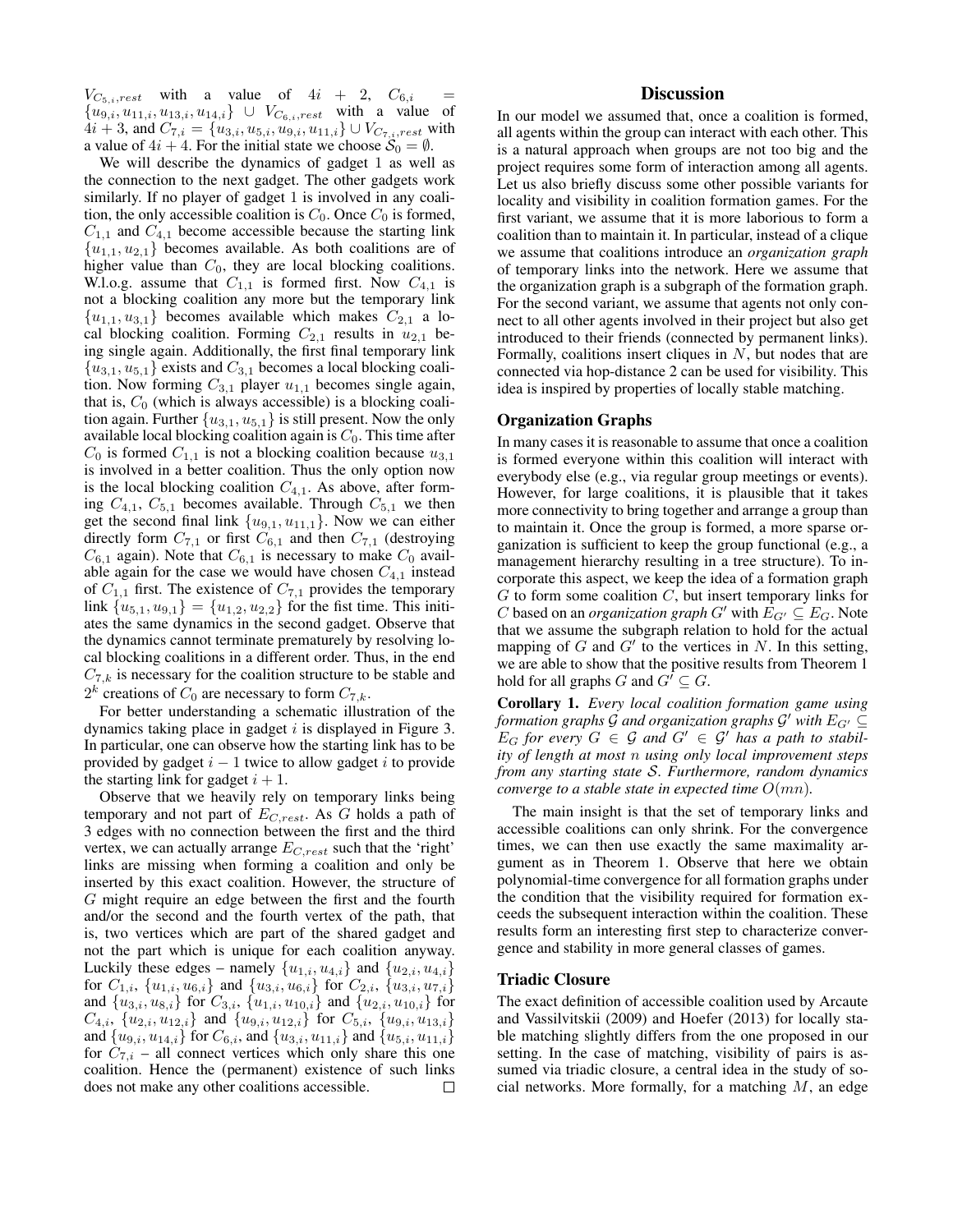$V_{C_{5,i},rest}$ with a value of $4i + 2$, $C_{6,i} = \{u_{9,i}, u_{11,i}, u_{13,i}, u_{14,i}\} \cup V_{C_{6,i},rest}$ with a value of $4i+3$, and $C_{7,i} = \{u_{3,i}, u_{5,i}, u_{9,i}, u_{11,i}\} \cup V_{C_{7,i},rest}$ with a value of $4i + 4$. For the initial state we choose $\mathcal{S}_0 = \emptyset$.

We will describe the dynamics of gadget 1 as well as the connection to the next gadget. The other gadgets work similarly. If no player of gadget 1 is involved in any coalition, the only accessible coalition is $C_0$. Once $C_0$ is formed, $C_{1,1}$ and $C_{4,1}$ become accessible because the starting link $\{u_{1,1}, u_{2,1}\}$ becomes available. As both coalitions are of higher value than $C_0$, they are local blocking coalitions. W.l.o.g. assume that $C_{1,1}$ is formed first. Now $C_{4,1}$ is not a blocking coalition any more but the temporary link $\{u_{1,1}, u_{3,1}\}$ becomes available which makes $C_{2,1}$ a local blocking coalition. Forming $C_{2,1}$ results in $u_{2,1}$ being single again. Additionally, the first final temporary link $\{u_{3,1}, u_{5,1}\}$ exists and $C_{3,1}$ becomes a local blocking coalition. Now forming $C_{3,1}$ player $u_{1,1}$ becomes single again, that is, $C_0$ (which is always accessible) is a blocking coalition again. Further $\{u_{3,1}, u_{5,1}\}$ is still present. Now the only available local blocking coalition again is $C_0$. This time after $C_0$ is formed $C_{1,1}$ is not a blocking coalition because $u_{3,1}$ is involved in a better coalition. Thus the only option now is the local blocking coalition $C_{4,1}$. As above, after forming $C_{4,1}$, $C_{5,1}$ becomes available. Through $C_{5,1}$ we then get the second final link $\{u_{9,1}, u_{11,1}\}$. Now we can either directly form $C_{7,1}$ or first $C_{6,1}$ and then $C_{7,1}$ (destroying $C_{6,1}$ again). Note that $C_{6,1}$ is necessary to make $C_0$ available again for the case we would have chosen $C_{4,1}$ instead of $C_{1,1}$ first. The existence of $C_{7,1}$ provides the temporary link $\{u_{5,1}, u_{9,1}\} = \{u_{1,2}, u_{2,2}\}$ for the fist time. This initiates the same dynamics in the second gadget. Observe that the dynamics cannot terminate prematurely by resolving local blocking coalitions in a different order. Thus, in the end $C_{7,k}$ is necessary for the coalition structure to be stable and $2^k$ creations of $C_0$ are necessary to form $C_{7,k}$.

For better understanding a schematic illustration of the dynamics taking place in gadget $i$ is displayed in Figure 3. In particular, one can observe how the starting link has to be provided by gadget $i-1$ twice to allow gadget $i$ to provide the starting link for gadget $i+1$.

Observe that we heavily rely on temporary links being temporary and not part of $E_{C,rest}$. As $G$ holds a path of 3 edges with no connection between the first and the third vertex, we can actually arrange $E_{C,rest}$ such that the 'right' links are missing when forming a coalition and only be inserted by this exact coalition. However, the structure of $G$ might require an edge between the first and the fourth and/or the second and the fourth vertex of the path, that is, two vertices which are part of the shared gadget and not the part which is unique for each coalition anyway. Luckily these edges – namely $\{u_{1,i}, u_{4,i}\}$ and $\{u_{2,i}, u_{4,i}\}$ for $C_{1,i}$, $\{u_{1,i}, u_{6,i}\}$ and $\{u_{3,i}, u_{6,i}\}$ for $C_{2,i}$, $\{u_{3,i}, u_{7,i}\}$ and $\{u_{3,i}, u_{8,i}\}$ for $C_{3,i}$, $\{u_{1,i}, u_{10,i}\}$ and $\{u_{2,i}, u_{10,i}\}$ for $C_{4,i}$, $\{u_{2,i}, u_{12,i}\}$ and $\{u_{9,i}, u_{12,i}\}$ for $C_{5,i}$, $\{u_{9,i}, u_{13,i}\}$ and $\{u_{9,i}, u_{14,i}\}$ for $C_{6,i}$, and $\{u_{3,i}, u_{11,i}\}$ and $\{u_{5,i}, u_{11,i}\}$ for $C_{7,i}$ – all connect vertices which only share this one coalition. Hence the (permanent) existence of such links does not make any other coalitions accessible. □

## Discussion

In our model we assumed that, once a coalition is formed, all agents within the group can interact with each other. This is a natural approach when groups are not too big and the project requires some form of interaction among all agents. Let us also briefly discuss some other possible variants for locality and visibility in coalition formation games. For the first variant, we assume that it is more laborious to form a coalition than to maintain it. In particular, instead of a clique we assume that coalitions introduce an *organization graph* of temporary links into the network. Here we assume that the organization graph is a subgraph of the formation graph. For the second variant, we assume that agents not only connect to all other agents involved in their project but also get introduced to their friends (connected by permanent links). Formally, coalitions insert cliques in $N$, but nodes that are connected via hop-distance 2 can be used for visibility. This idea is inspired by properties of locally stable matching.

### Organization Graphs

In many cases it is reasonable to assume that once a coalition is formed everyone within this coalition will interact with everybody else (e.g., via regular group meetings or events). However, for large coalitions, it is plausible that it takes more connectivity to bring together and arrange a group than to maintain it. Once the group is formed, a more sparse organization is sufficient to keep the group functional (e.g., a management hierarchy resulting in a tree structure). To incorporate this aspect, we keep the idea of a formation graph $G$ to form some coalition $C$, but insert temporary links for $C$ based on an *organization graph* $G'$ with $E_{G'} \subseteq E_G$. Note that we assume the subgraph relation to hold for the actual mapping of $G$ and $G'$ to the vertices in $N$. In this setting, we are able to show that the positive results from Theorem 1 hold for all graphs $G$ and $G' \subseteq G$.

**Corollary 1.** *Every local coalition formation game using formation graphs $\mathcal{G}$ and organization graphs $\mathcal{G}'$ with $E_{G'} \subseteq E_G$ for every $G \in \mathcal{G}$ and $G' \in \mathcal{G}'$ has a path to stability of length at most $n$ using only local improvement steps from any starting state $\mathcal{S}$. Furthermore, random dynamics converge to a stable state in expected time $O(mn)$.*

The main insight is that the set of temporary links and accessible coalitions can only shrink. For the convergence times, we can then use exactly the same maximality argument as in Theorem 1. Observe that here we obtain polynomial-time convergence for all formation graphs under the condition that the visibility required for formation exceeds the subsequent interaction within the coalition. These results form an interesting first step to characterize convergence and stability in more general classes of games.

### Triadic Closure

The exact definition of accessible coalition used by Arcaute and Vassilvitskii (2009) and Hoefer (2013) for locally stable matching slightly differs from the one proposed in our setting. In the case of matching, visibility of pairs is assumed via triadic closure, a central idea in the study of social networks. More formally, for a matching $M$, an edge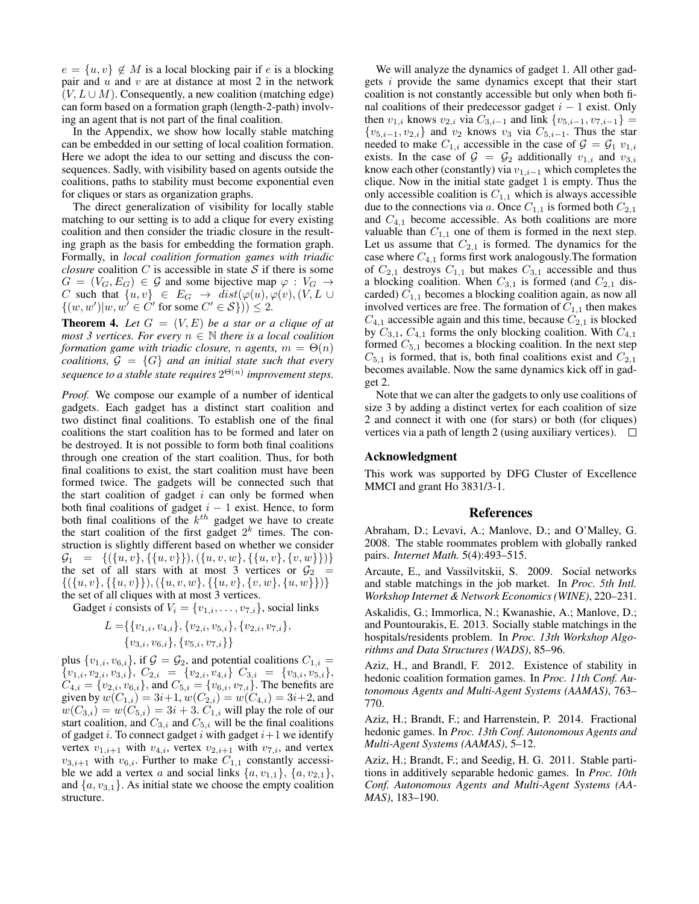$e = \{u, v\} \notin M$ is a local blocking pair if $e$ is a blocking pair and $u$ and $v$ are at distance at most 2 in the network $(V, L \cup M)$. Consequently, a new coalition (matching edge) can form based on a formation graph (length-2-path) involving an agent that is not part of the final coalition.

In the Appendix, we show how locally stable matching can be embedded in our setting of local coalition formation. Here we adopt the idea to our setting and discuss the consequences. Sadly, with visibility based on agents outside the coalitions, paths to stability must become exponential even for cliques or stars as organization graphs.

The direct generalization of visibility for locally stable matching to our setting is to add a clique for every existing coalition and then consider the triadic closure in the resulting graph as the basis for embedding the formation graph. Formally, in *local coalition formation games with triadic closure* coalition $C$ is accessible in state $\mathcal{S}$ if there is some $G = (V_G, E_G) \in \mathcal{G}$ and some bijective map $\varphi : V_G \to C$ such that $\{u, v\} \in E_G \to dist(\varphi(u), \varphi(v), (V, L \cup \{(w, w') | w, w' \in C' \text{ for some } C' \in \mathcal{S}\})) \leq 2$.

**Theorem 4.** *Let $G = (V, E)$ be a star or a clique of at most 3 vertices. For every $n \in \mathbb{N}$ there is a local coalition formation game with triadic closure, $n$ agents, $m = \Theta(n)$ coalitions, $\mathcal{G} = \{G\}$ and an initial state such that every sequence to a stable state requires $2^{\Theta(n)}$ improvement steps.*

*Proof.* We compose our example of a number of identical gadgets. Each gadget has a distinct start coalition and two distinct final coalitions. To establish one of the final coalitions the start coalition has to be formed and later on be destroyed. It is not possible to form both final coalitions through one creation of the start coalition. Thus, for both final coalitions to exist, the start coalition must have been formed twice. The gadgets will be connected such that the start coalition of gadget $i$ can only be formed when both final coalitions of gadget $i-1$ exist. Hence, to form both final coalitions of the $k^{th}$ gadget we have to create the start coalition of the first gadget $2^k$ times. The construction is slightly different based on whether we consider $\mathcal{G}_1 = \{(\{u, v\}, \{\{u, v\}\}), (\{u, v, w\}, \{\{u, v\}, \{v, w\}\})\}$ the set of all stars with at most 3 vertices or $\mathcal{G}_2 = \{(\{u, v\}, \{\{u, v\}\}), (\{u, v, w\}, \{\{u, v\}, \{v, w\}, \{u, w\}\})\}$ the set of all cliques with at most 3 vertices.

Gadget $i$ consists of $V_i = \{v_{1,i}, \ldots, v_{7,i}\}$, social links

$$L = \{\{v_{1,i}, v_{4,i}\}, \{v_{2,i}, v_{5,i}\}, \{v_{2,i}, v_{7,i}\}, \{v_{3,i}, v_{6,i}\}, \{v_{5,i}, v_{7,i}\}\}$$

plus $\{v_{1,i}, v_{6,i}\}$, if $\mathcal{G} = \mathcal{G}_2$, and potential coalitions $C_{1,i} = \{v_{1,i}, v_{2,i}, v_{3,i}\}$, $C_{2,i} = \{v_{2,i}, v_{4,i}\}$ $C_{3,i} = \{v_{3,i}, v_{5,i}\}$, $C_{4,i} = \{v_{2,i}, v_{6,i}\}$, and $C_{5,i} = \{v_{6,i}, v_{7,i}\}$. The benefits are given by $w(C_{1,i}) = 3i+1$, $w(C_{2,i}) = w(C_{4,i}) = 3i+2$, and $w(C_{3,i}) = w(C_{5,i}) = 3i+3$. $C_{1,i}$ will play the role of our start coalition, and $C_{3,i}$ and $C_{5,i}$ will be the final coalitions of gadget $i$. To connect gadget $i$ with gadget $i+1$ we identify vertex $v_{1,i+1}$ with $v_{4,i}$, vertex $v_{2,i+1}$ with $v_{7,i}$, and vertex $v_{3,i+1}$ with $v_{6,i}$. Further to make $C_{1,1}$ constantly accessible we add a vertex $a$ and social links $\{a, v_{1,1}\}$, $\{a, v_{2,1}\}$, and $\{a, v_{3,1}\}$. As initial state we choose the empty coalition structure.

We will analyze the dynamics of gadget 1. All other gadgets $i$ provide the same dynamics except that their start coalition is not constantly accessible but only when both final coalitions of their predecessor gadget $i-1$ exist. Only then $v_{1,i}$ knows $v_{2,i}$ via $C_{3,i-1}$ and link $\{v_{5,i-1}, v_{7,i-1}\} = \{v_{5,i-1}, v_{2,i}\}$ and $v_2$ knows $v_3$ via $C_{5,i-1}$. Thus the star needed to make $C_{1,i}$ accessible in the case of $\mathcal{G} = \mathcal{G}_1$ $v_{1,i}$ exists. In the case of $\mathcal{G} = \mathcal{G}_2$ additionally $v_{1,i}$ and $v_{3,i}$ know each other (constantly) via $v_{1,i-1}$ which completes the clique. Now in the initial state gadget 1 is empty. Thus the only accessible coalition is $C_{1,1}$ which is always accessible due to the connections via $a$. Once $C_{1,1}$ is formed both $C_{2,1}$ and $C_{4,1}$ become accessible. As both coalitions are more valuable than $C_{1,1}$ one of them is formed in the next step. Let us assume that $C_{2,1}$ is formed. The dynamics for the case where $C_{4,1}$ forms first work analogously.The formation of $C_{2,1}$ destroys $C_{1,1}$ but makes $C_{3,1}$ accessible and thus a blocking coalition. When $C_{3,1}$ is formed (and $C_{2,1}$ discarded) $C_{1,1}$ becomes a blocking coalition again, as now all involved vertices are free. The formation of $C_{1,1}$ then makes $C_{4,1}$ accessible again and this time, because $C_{2,1}$ is blocked by $C_{3,1}$, $C_{4,1}$ forms the only blocking coalition. With $C_{4,1}$ formed $C_{5,1}$ becomes a blocking coalition. In the next step $C_{5,1}$ is formed, that is, both final coalitions exist and $C_{2,1}$ becomes available. Now the same dynamics kick off in gadget 2.

Note that we can alter the gadgets to only use coalitions of size 3 by adding a distinct vertex for each coalition of size 2 and connect it with one (for stars) or both (for cliques) vertices via a path of length 2 (using auxiliary vertices). $\square$

## Acknowledgment

This work was supported by DFG Cluster of Excellence MMCI and grant Ho 3831/3-1.

## References

Abraham, D.; Levavi, A.; Manlove, D.; and O'Malley, G. 2008. The stable roommates problem with globally ranked pairs. *Internet Math.* 5(4):493–515.

Arcaute, E., and Vassilvitskii, S. 2009. Social networks and stable matchings in the job market. In *Proc. 5th Intl. Workshop Internet & Network Economics (WINE)*, 220–231.

Askalidis, G.; Immorlica, N.; Kwanashie, A.; Manlove, D.; and Pountourakis, E. 2013. Socially stable matchings in the hospitals/residents problem. In *Proc. 13th Workshop Algorithms and Data Structures (WADS)*, 85–96.

Aziz, H., and Brandl, F. 2012. Existence of stability in hedonic coalition formation games. In *Proc. 11th Conf. Autonomous Agents and Multi-Agent Systems (AAMAS)*, 763–770.

Aziz, H.; Brandt, F.; and Harrenstein, P. 2014. Fractional hedonic games. In *Proc. 13th Conf. Autonomous Agents and Multi-Agent Systems (AAMAS)*, 5–12.

Aziz, H.; Brandt, F.; and Seedig, H. G. 2011. Stable partitions in additively separable hedonic games. In *Proc. 10th Conf. Autonomous Agents and Multi-Agent Systems (AAMAS)*, 183–190.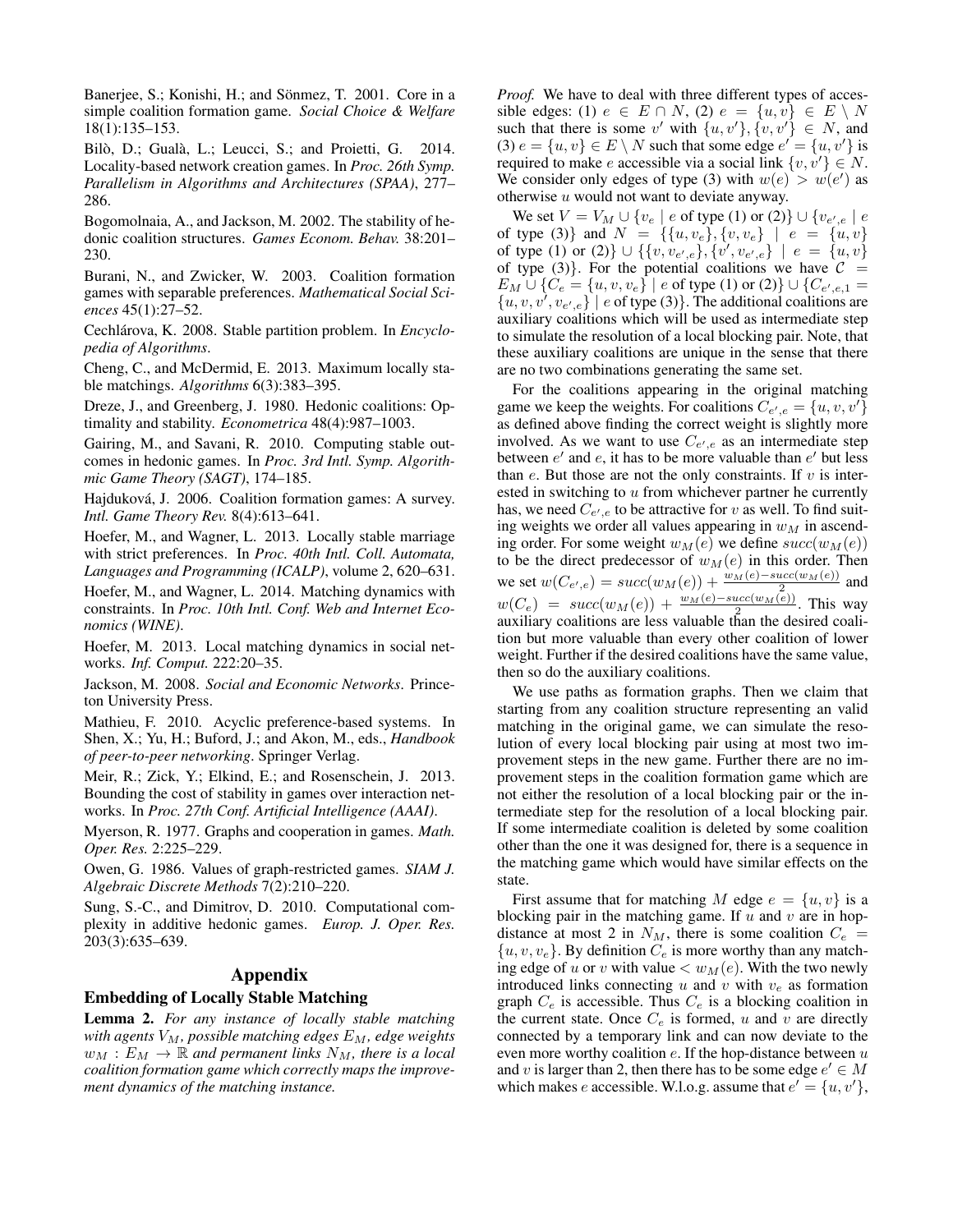Banerjee, S.; Konishi, H.; and Sönmez, T. 2001. Core in a simple coalition formation game. *Social Choice & Welfare* 18(1):135–153.

Bilò, D.; Gualà, L.; Leucci, S.; and Proietti, G. 2014. Locality-based network creation games. In *Proc. 26th Symp. Parallelism in Algorithms and Architectures (SPAA)*, 277–286.

Bogomolnaia, A., and Jackson, M. 2002. The stability of hedonic coalition structures. *Games Econom. Behav.* 38:201–230.

Burani, N., and Zwicker, W. 2003. Coalition formation games with separable preferences. *Mathematical Social Sciences* 45(1):27–52.

Cechlárova, K. 2008. Stable partition problem. In *Encyclopedia of Algorithms*.

Cheng, C., and McDermid, E. 2013. Maximum locally stable matchings. *Algorithms* 6(3):383–395.

Dreze, J., and Greenberg, J. 1980. Hedonic coalitions: Optimality and stability. *Econometrica* 48(4):987–1003.

Gairing, M., and Savani, R. 2010. Computing stable outcomes in hedonic games. In *Proc. 3rd Intl. Symp. Algorithmic Game Theory (SAGT)*, 174–185.

Hajduková, J. 2006. Coalition formation games: A survey. *Intl. Game Theory Rev.* 8(4):613–641.

Hoefer, M., and Wagner, L. 2013. Locally stable marriage with strict preferences. In *Proc. 40th Intl. Coll. Automata, Languages and Programming (ICALP)*, volume 2, 620–631.

Hoefer, M., and Wagner, L. 2014. Matching dynamics with constraints. In *Proc. 10th Intl. Conf. Web and Internet Economics (WINE)*.

Hoefer, M. 2013. Local matching dynamics in social networks. *Inf. Comput.* 222:20–35.

Jackson, M. 2008. *Social and Economic Networks*. Princeton University Press.

Mathieu, F. 2010. Acyclic preference-based systems. In Shen, X.; Yu, H.; Buford, J.; and Akon, M., eds., *Handbook of peer-to-peer networking*. Springer Verlag.

Meir, R.; Zick, Y.; Elkind, E.; and Rosenschein, J. 2013. Bounding the cost of stability in games over interaction networks. In *Proc. 27th Conf. Artificial Intelligence (AAAI)*.

Myerson, R. 1977. Graphs and cooperation in games. *Math. Oper. Res.* 2:225–229.

Owen, G. 1986. Values of graph-restricted games. *SIAM J. Algebraic Discrete Methods* 7(2):210–220.

Sung, S.-C., and Dimitrov, D. 2010. Computational complexity in additive hedonic games. *Europ. J. Oper. Res.* 203(3):635–639.

# Appendix

## Embedding of Locally Stable Matching

**Lemma 2.** *For any instance of locally stable matching with agents $V_M$, possible matching edges $E_M$, edge weights $w_M : E_M \to \mathbb{R}$ and permanent links $N_M$, there is a local coalition formation game which correctly maps the improvement dynamics of the matching instance.*

*Proof.* We have to deal with three different types of accessible edges: (1) $e \in E \cap N$, (2) $e = \{u, v\} \in E \setminus N$ such that there is some $v'$ with $\{u, v'\}, \{v, v'\} \in N$, and (3) $e = \{u, v\} \in E \setminus N$ such that some edge $e' = \{u, v'\}$ is required to make $e$ accessible via a social link $\{v, v'\} \in N$. We consider only edges of type (3) with $w(e) > w(e')$ as otherwise $u$ would not want to deviate anyway.

We set $V = V_M \cup \{v_e \mid e \text{ of type (1) or (2)}\} \cup \{v_{e',e} \mid e \text{ of type (3)}\}$ and $N = \{\{u, v_e\}, \{v, v_e\} \mid e = \{u, v\} \text{ of type (1) or (2)}\} \cup \{\{v, v_{e',e}\}, \{v', v_{e',e}\} \mid e = \{u, v\} \text{ of type (3)}\}$. For the potential coalitions we have $\mathcal{C} = E_M \cup \{C_e = \{u, v, v_e\} \mid e \text{ of type (1) or (2)}\} \cup \{C_{e',e,1} = \{u, v, v', v_{e',e}\} \mid e \text{ of type (3)}\}$. The additional coalitions are auxiliary coalitions which will be used as intermediate step to simulate the resolution of a local blocking pair. Note, that these auxiliary coalitions are unique in the sense that there are no two combinations generating the same set.

For the coalitions appearing in the original matching game we keep the weights. For coalitions $C_{e',e} = \{u, v, v'\}$ as defined above finding the correct weight is slightly more involved. As we want to use $C_{e',e}$ as an intermediate step between $e'$ and $e$, it has to be more valuable than $e'$ but less than $e$. But those are not the only constraints. If $v$ is interested in switching to $u$ from whichever partner he currently has, we need $C_{e',e}$ to be attractive for $v$ as well. To find suiting weights we order all values appearing in $w_M$ in ascending order. For some weight $w_M(e)$ we define $succ(w_M(e))$ to be the direct predecessor of $w_M(e)$ in this order. Then we set $w(C_{e',e}) = succ(w_M(e)) + \frac{w_M(e) - succ(w_M(e))}{2}$ and $w(C_e) = succ(w_M(e)) + \frac{w_M(e) - succ(w_M(e))}{2}$. This way auxiliary coalitions are less valuable than the desired coalition but more valuable than every other coalition of lower weight. Further if the desired coalitions have the same value, then so do the auxiliary coalitions.

We use paths as formation graphs. Then we claim that starting from any coalition structure representing an valid matching in the original game, we can simulate the resolution of every local blocking pair using at most two improvement steps in the new game. Further there are no improvement steps in the coalition formation game which are not either the resolution of a local blocking pair or the intermediate step for the resolution of a local blocking pair. If some intermediate coalition is deleted by some coalition other than the one it was designed for, there is a sequence in the matching game which would have similar effects on the state.

First assume that for matching $M$ edge $e = \{u, v\}$ is a blocking pair in the matching game. If $u$ and $v$ are in hop-distance at most 2 in $N_M$, there is some coalition $C_e = \{u, v, v_e\}$. By definition $C_e$ is more worthy than any matching edge of $u$ or $v$ with value $< w_M(e)$. With the two newly introduced links connecting $u$ and $v$ with $v_e$ as formation graph $C_e$ is accessible. Thus $C_e$ is a blocking coalition in the current state. Once $C_e$ is formed, $u$ and $v$ are directly connected by a temporary link and can now deviate to the even more worthy coalition $e$. If the hop-distance between $u$ and $v$ is larger than 2, then there has to be some edge $e' \in M$ which makes $e$ accessible. W.l.o.g. assume that $e' = \{u, v'\}$,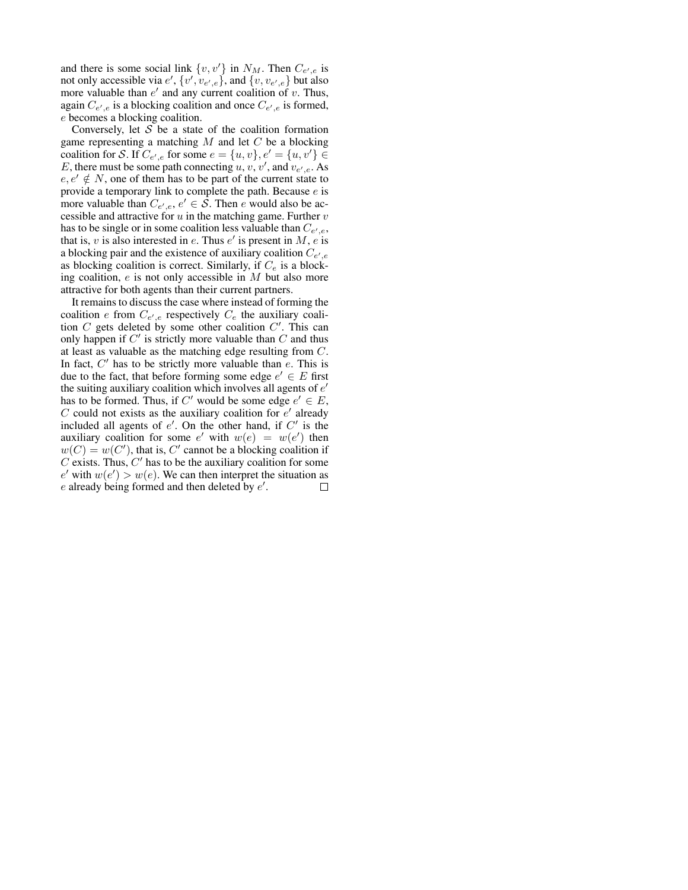and there is some social link $\{v, v'\}$ in $N_M$. Then $C_{e',e}$ is not only accessible via $e'$, $\{v', v_{e',e}\}$, and $\{v, v_{e',e}\}$ but also more valuable than $e'$ and any current coalition of $v$. Thus, again $C_{e',e}$ is a blocking coalition and once $C_{e',e}$ is formed, $e$ becomes a blocking coalition.

Conversely, let $\mathcal{S}$ be a state of the coalition formation game representing a matching $M$ and let $C$ be a blocking coalition for $\mathcal{S}$. If $C_{e',e}$ for some $e = \{u, v\}, e' = \{u, v'\} \in E$, there must be some path connecting $u$, $v$, $v'$, and $v_{e',e}$. As $e, e' \notin N$, one of them has to be part of the current state to provide a temporary link to complete the path. Because $e$ is more valuable than $C_{e',e}$, $e' \in \mathcal{S}$. Then $e$ would also be accessible and attractive for $u$ in the matching game. Further $v$ has to be single or in some coalition less valuable than $C_{e',e}$, that is, $v$ is also interested in $e$. Thus $e'$ is present in $M$, $e$ is a blocking pair and the existence of auxiliary coalition $C_{e',e}$ as blocking coalition is correct. Similarly, if $C_e$ is a blocking coalition, $e$ is not only accessible in $M$ but also more attractive for both agents than their current partners.

It remains to discuss the case where instead of forming the coalition $e$ from $C_{e',e}$ respectively $C_e$ the auxiliary coalition $C$ gets deleted by some other coalition $C'$. This can only happen if $C'$ is strictly more valuable than $C$ and thus at least as valuable as the matching edge resulting from $C$. In fact, $C'$ has to be strictly more valuable than $e$. This is due to the fact, that before forming some edge $e' \in E$ first the suiting auxiliary coalition which involves all agents of $e'$ has to be formed. Thus, if $C'$ would be some edge $e' \in E$, $C$ could not exists as the auxiliary coalition for $e'$ already included all agents of $e'$. On the other hand, if $C'$ is the auxiliary coalition for some $e'$ with $w(e) = w(e')$ then $w(C) = w(C')$, that is, $C'$ cannot be a blocking coalition if $C$ exists. Thus, $C'$ has to be the auxiliary coalition for some $e'$ with $w(e') > w(e)$. We can then interpret the situation as $e$ already being formed and then deleted by $e'$. $\square$